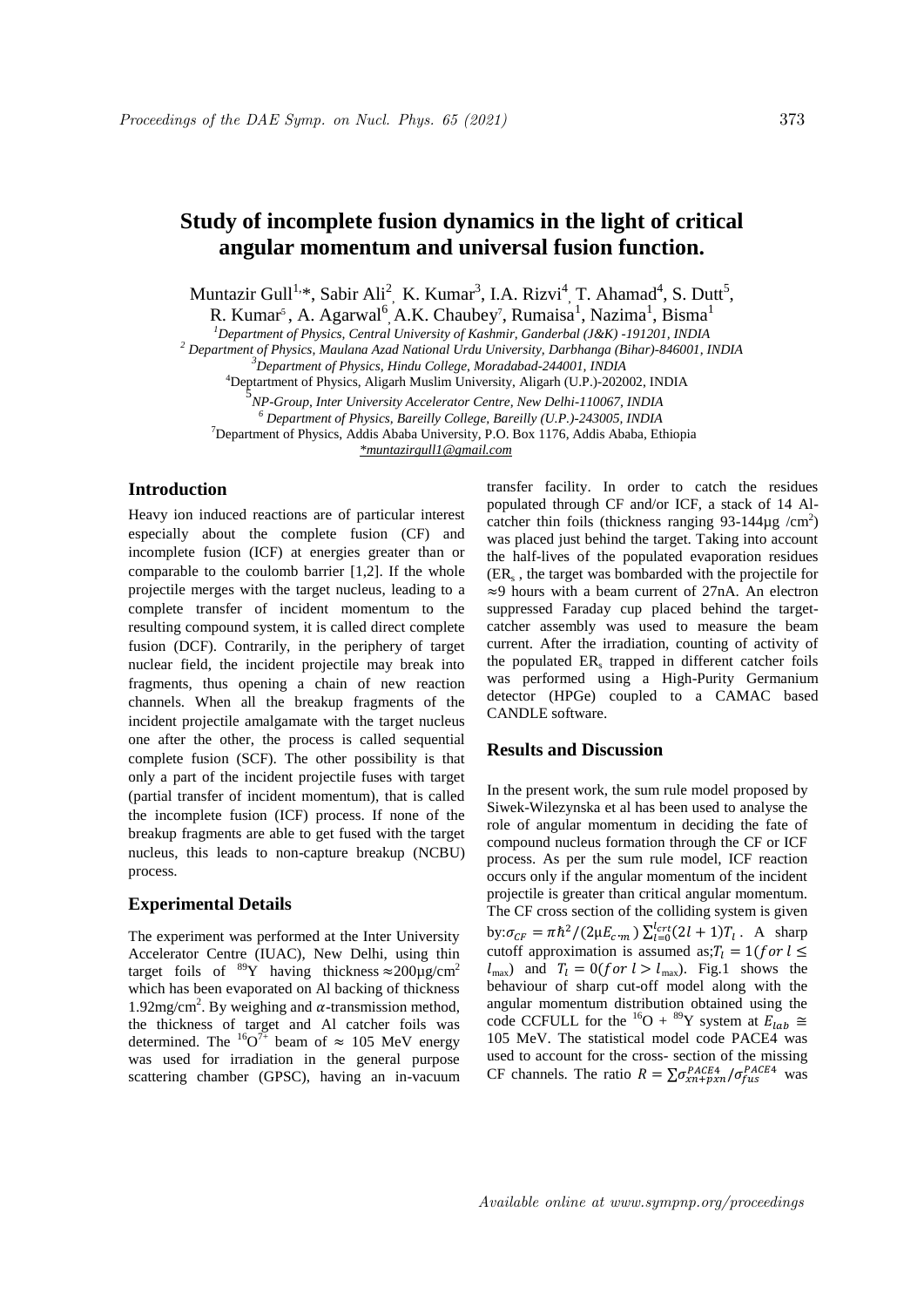# Study of incomplete fusion dynamics in the light of critical angular momentum and universal fusion function.

Muntazir Gull[1,*], Sabir Ali[2], K. Kumar[3], I.A. Rizvi[4], T. Ahamad[4], S. Dutt[5], R. Kumar[5], A. Agarwal[6], A.K. Chaubey[7], Rumaisa[1], Nazima[1], Bisma[1]

*[1]Department of Physics, Central University of Kashmir, Ganderbal (J&K) -191201, INDIA*
*[2] Department of Physics, Maulana Azad National Urdu University, Darbhanga (Bihar)-846001, INDIA*
*[3]Department of Physics, Hindu College, Moradabad-244001, INDIA*
[4]Deptartment of Physics, Aligarh Muslim University, Aligarh (U.P.)-202002, INDIA
*[5]NP-Group, Inter University Accelerator Centre, New Delhi-110067, INDIA*
*[6] Department of Physics, Bareilly College, Bareilly (U.P.)-243005, INDIA*
[7]Department of Physics, Addis Ababa University, P.O. Box 1176, Addis Ababa, Ethiopia
*\*muntazirgull1@gmail.com*

## Introduction

Heavy ion induced reactions are of particular interest especially about the complete fusion (CF) and incomplete fusion (ICF) at energies greater than or comparable to the coulomb barrier [1,2]. If the whole projectile merges with the target nucleus, leading to a complete transfer of incident momentum to the resulting compound system, it is called direct complete fusion (DCF). Contrarily, in the periphery of target nuclear field, the incident projectile may break into fragments, thus opening a chain of new reaction channels. When all the breakup fragments of the incident projectile amalgamate with the target nucleus one after the other, the process is called sequential complete fusion (SCF). The other possibility is that only a part of the incident projectile fuses with target (partial transfer of incident momentum), that is called the incomplete fusion (ICF) process. If none of the breakup fragments are able to get fused with the target nucleus, this leads to non-capture breakup (NCBU) process.

## Experimental Details

The experiment was performed at the Inter University Accelerator Centre (IUAC), New Delhi, using thin target foils of $^{89}$Y having thickness $\approx$200μg/cm$^2$ which has been evaporated on Al backing of thickness 1.92mg/cm$^2$. By weighing and $\alpha$-transmission method, the thickness of target and Al catcher foils was determined. The $^{16}O^{7+}$ beam of $\approx$ 105 MeV energy was used for irradiation in the general purpose scattering chamber (GPSC), having an in-vacuum transfer facility. In order to catch the residues populated through CF and/or ICF, a stack of 14 Al-catcher thin foils (thickness ranging 93-144μg /cm$^2$) was placed just behind the target. Taking into account the half-lives of the populated evaporation residues (ER$_s$ , the target was bombarded with the projectile for $\approx$9 hours with a beam current of 27nA. An electron suppressed Faraday cup placed behind the target-catcher assembly was used to measure the beam current. After the irradiation, counting of activity of the populated ER$_s$ trapped in different catcher foils was performed using a High-Purity Germanium detector (HPGe) coupled to a CAMAC based CANDLE software.

## Results and Discussion

In the present work, the sum rule model proposed by Siwek-Wilezynska et al has been used to analyse the role of angular momentum in deciding the fate of compound nucleus formation through the CF or ICF process. As per the sum rule model, ICF reaction occurs only if the angular momentum of the incident projectile is greater than critical angular momentum. The CF cross section of the colliding system is given by:$\sigma_{CF} = \pi\hbar^2/(2\mu E_{c.m}) \sum_{l=0}^{l_{crt}}(2l+1)T_l$ . A sharp cutoff approximation is assumed as;$T_l = 1(for\ l \leq l_{max})$ and $T_l = 0(for\ l > l_{max})$. Fig.1 shows the behaviour of sharp cut-off model along with the angular momentum distribution obtained using the code CCFULL for the $^{16}$O + $^{89}$Y system at $E_{lab} \cong$ 105 MeV. The statistical model code PACE4 was used to account for the cross- section of the missing CF channels. The ratio $R = \sum\sigma_{xn+pxn}^{PACE4}/\sigma_{fus}^{PACE4}$ was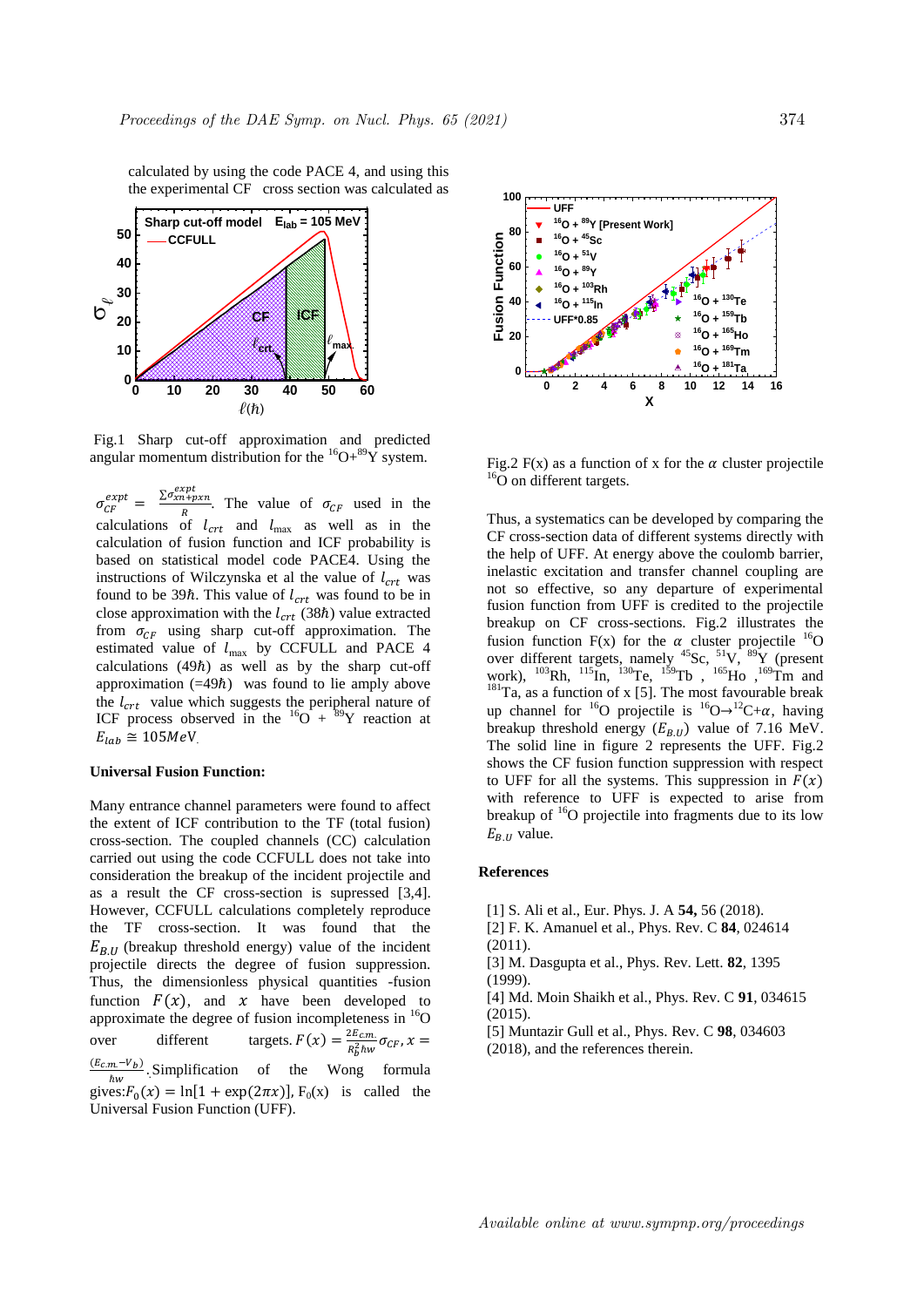calculated by using the code PACE 4, and using this the experimental CF cross section was calculated as

Sharp cut-off model $E_{lab}$ = 105 MeV
CCFULL
CF
ICF
$\ell_{crt}$
$\ell_{max}$
$\sigma_\ell$
$\ell(\hbar)$
0 10 20 30 40 50 60
0 10 20 30 40 50

Fig.1 Sharp cut-off approximation and predicted angular momentum distribution for the $^{16}O+^{89}Y$ system.

$\sigma_{CF}^{expt} = \frac{\sum \sigma_{xn+pxn}^{expt}}{R}$. The value of $\sigma_{CF}$ used in the calculations of $l_{crt}$ and $l_{max}$ as well as in the calculation of fusion function and ICF probability is based on statistical model code PACE4. Using the instructions of Wilczynska et al the value of $l_{crt}$ was found to be 39$\hbar$. This value of $l_{crt}$ was found to be in close approximation with the $l_{crt}$ (38$\hbar$) value extracted from $\sigma_{CF}$ using sharp cut-off approximation. The estimated value of $l_{max}$ by CCFULL and PACE 4 calculations (49$\hbar$) as well as by the sharp cut-off approximation (=49$\hbar$) was found to lie amply above the $l_{crt}$ value which suggests the peripheral nature of ICF process observed in the $^{16}O$ + $^{89}Y$ reaction at $E_{lab} \cong 105 MeV$.

**Universal Fusion Function:**

Many entrance channel parameters were found to affect the extent of ICF contribution to the TF (total fusion) cross-section. The coupled channels (CC) calculation carried out using the code CCFULL does not take into consideration the breakup of the incident projectile and as a result the CF cross-section is supressed [3,4]. However, CCFULL calculations completely reproduce the TF cross-section. It was found that the $E_{B.U}$ (breakup threshold energy) value of the incident projectile directs the degree of fusion suppression. Thus, the dimensionless physical quantities -fusion function $F(x)$, and $x$ have been developed to approximate the degree of fusion incompleteness in $^{16}O$ over different targets. $F(x) = \frac{2E_{c.m.}}{R_b^2 \hbar w}\sigma_{CF}, x = \frac{(E_{c.m.} - V_b)}{\hbar w}$. Simplification of the Wong formula gives: $F_0(x) = \ln[1 + \exp(2\pi x)]$, $F_0(x)$ is called the Universal Fusion Function (UFF).

Fusion Function
X
UFF
$^{16}O + ^{89}Y$ [Present Work]
$^{16}O + ^{45}Sc$
$^{16}O + ^{51}V$
$^{16}O + ^{89}Y$
$^{16}O + ^{103}Rh$
$^{16}O + ^{115}In$
UFF*0.85
$^{16}O + ^{130}Te$
$^{16}O + ^{159}Tb$
$^{16}O + ^{165}Ho$
$^{16}O + ^{169}Tm$
$^{16}O + ^{181}Ta$
0 2 4 6 8 10 12 14 16
0 20 40 60 80 100

Fig.2 F(x) as a function of x for the $\alpha$ cluster projectile $^{16}O$ on different targets.

Thus, a systematics can be developed by comparing the CF cross-section data of different systems directly with the help of UFF. At energy above the coulomb barrier, inelastic excitation and transfer channel coupling are not so effective, so any departure of experimental fusion function from UFF is credited to the projectile breakup on CF cross-sections. Fig.2 illustrates the fusion function F(x) for the $\alpha$ cluster projectile $^{16}O$ over different targets, namely $^{45}Sc$, $^{51}V$, $^{89}Y$ (present work), $^{103}Rh$, $^{115}In$, $^{130}Te$, $^{159}Tb$, $^{165}Ho$, $^{169}Tm$ and $^{181}Ta$, as a function of x [5]. The most favourable break up channel for $^{16}O$ projectile is $^{16}O \rightarrow ^{12}C + \alpha$, having breakup threshold energy ($E_{B.U}$) value of 7.16 MeV. The solid line in figure 2 represents the UFF. Fig.2 shows the CF fusion function suppression with respect to UFF for all the systems. This suppression in $F(x)$ with reference to UFF is expected to arise from breakup of $^{16}O$ projectile into fragments due to its low $E_{B.U}$ value.

## References

[1] S. Ali et al., Eur. Phys. J. A **54,** 56 (2018).
[2] F. K. Amanuel et al., Phys. Rev. C **84**, 024614 (2011).
[3] M. Dasgupta et al., Phys. Rev. Lett. **82**, 1395 (1999).
[4] Md. Moin Shaikh et al., Phys. Rev. C **91**, 034615 (2015).
[5] Muntazir Gull et al., Phys. Rev. C **98**, 034603 (2018), and the references therein.